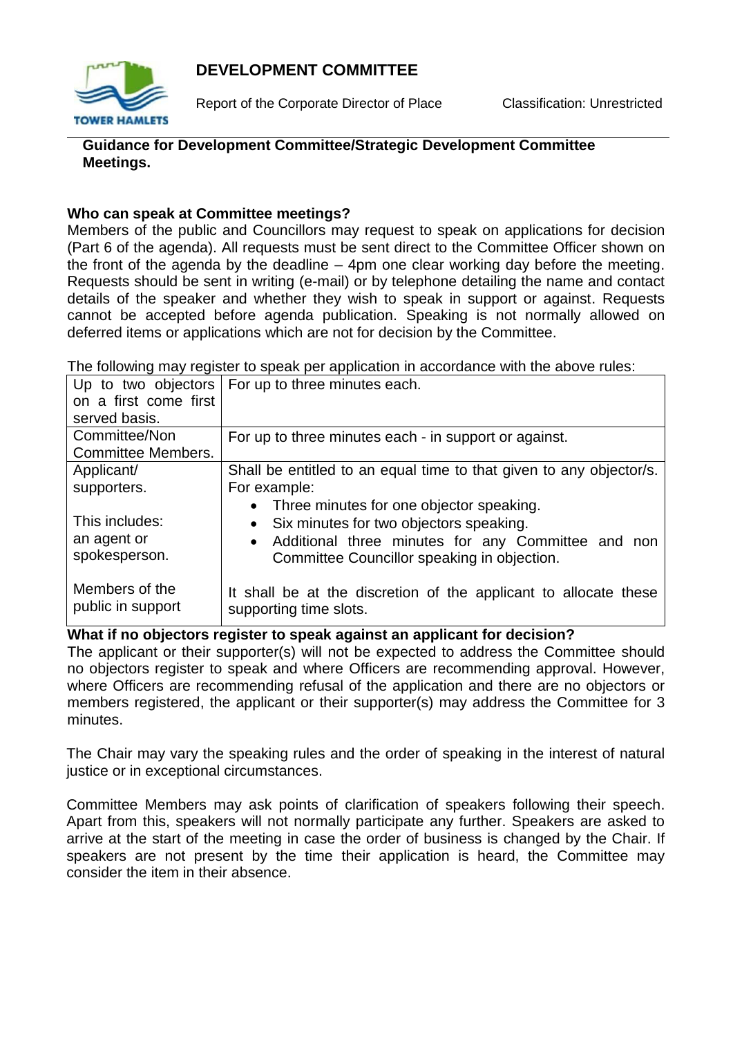# DEVELOPMENT COMMITTEE

Report of the Corporate Director of Place

Classification: Unrestricted

**Guidance for Development Committee/Strategic Development Committee Meetings.**

**Who can speak at Committee meetings?**

Members of the public and Councillors may request to speak on applications for decision (Part 6 of the agenda). All requests must be sent direct to the Committee Officer shown on the front of the agenda by the deadline – 4pm one clear working day before the meeting. Requests should be sent in writing (e-mail) or by telephone detailing the name and contact details of the speaker and whether they wish to speak in support or against. Requests cannot be accepted before agenda publication. Speaking is not normally allowed on deferred items or applications which are not for decision by the Committee.

The following may register to speak per application in accordance with the above rules:

| | |
|---|---|
| Up to two objectors on a first come first served basis. | For up to three minutes each. |
| Committee/Non Committee Members. | For up to three minutes each - in support or against. |
| Applicant/ supporters.<br><br>This includes: an agent or spokesperson.<br><br>Members of the public in support | Shall be entitled to an equal time to that given to any objector/s. For example:<br>• Three minutes for one objector speaking.<br>• Six minutes for two objectors speaking.<br>• Additional three minutes for any Committee and non Committee Councillor speaking in objection.<br><br>It shall be at the discretion of the applicant to allocate these supporting time slots. |

**What if no objectors register to speak against an applicant for decision?**

The applicant or their supporter(s) will not be expected to address the Committee should no objectors register to speak and where Officers are recommending approval. However, where Officers are recommending refusal of the application and there are no objectors or members registered, the applicant or their supporter(s) may address the Committee for 3 minutes.

The Chair may vary the speaking rules and the order of speaking in the interest of natural justice or in exceptional circumstances.

Committee Members may ask points of clarification of speakers following their speech. Apart from this, speakers will not normally participate any further. Speakers are asked to arrive at the start of the meeting in case the order of business is changed by the Chair. If speakers are not present by the time their application is heard, the Committee may consider the item in their absence.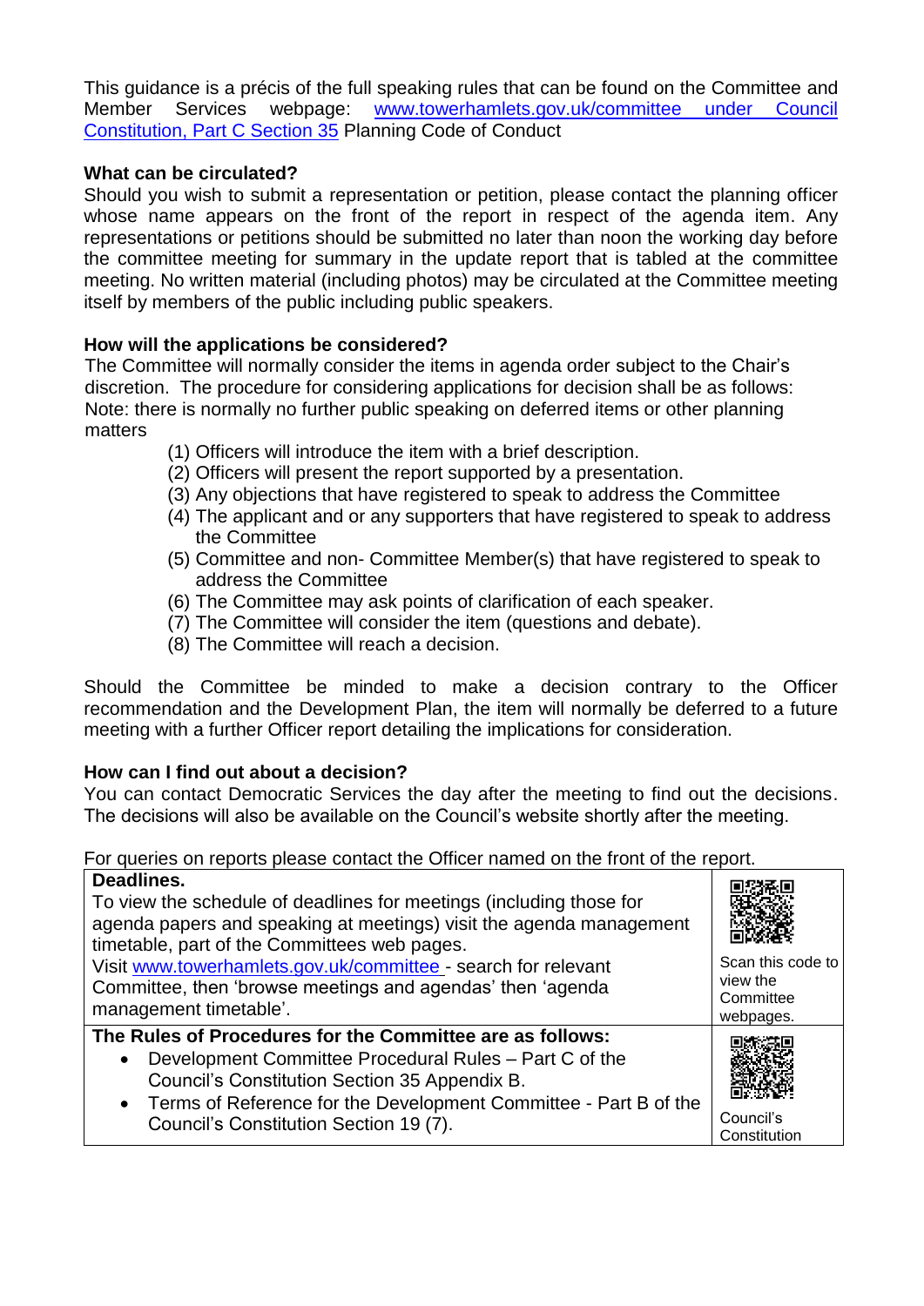This guidance is a précis of the full speaking rules that can be found on the Committee and Member Services webpage: [www.towerhamlets.gov.uk/committee under Council Constitution, Part C Section 35](www.towerhamlets.gov.uk/committee) Planning Code of Conduct

**What can be circulated?**

Should you wish to submit a representation or petition, please contact the planning officer whose name appears on the front of the report in respect of the agenda item. Any representations or petitions should be submitted no later than noon the working day before the committee meeting for summary in the update report that is tabled at the committee meeting. No written material (including photos) may be circulated at the Committee meeting itself by members of the public including public speakers.

**How will the applications be considered?**

The Committee will normally consider the items in agenda order subject to the Chair's discretion. The procedure for considering applications for decision shall be as follows: Note: there is normally no further public speaking on deferred items or other planning matters

(1) Officers will introduce the item with a brief description.
(2) Officers will present the report supported by a presentation.
(3) Any objections that have registered to speak to address the Committee
(4) The applicant and or any supporters that have registered to speak to address the Committee
(5) Committee and non- Committee Member(s) that have registered to speak to address the Committee
(6) The Committee may ask points of clarification of each speaker.
(7) The Committee will consider the item (questions and debate).
(8) The Committee will reach a decision.

Should the Committee be minded to make a decision contrary to the Officer recommendation and the Development Plan, the item will normally be deferred to a future meeting with a further Officer report detailing the implications for consideration.

**How can I find out about a decision?**

You can contact Democratic Services the day after the meeting to find out the decisions. The decisions will also be available on the Council's website shortly after the meeting.

For queries on reports please contact the Officer named on the front of the report.

| | |
|---|---|
| **Deadlines.**<br>To view the schedule of deadlines for meetings (including those for agenda papers and speaking at meetings) visit the agenda management timetable, part of the Committees web pages.<br>Visit [www.towerhamlets.gov.uk/committee](www.towerhamlets.gov.uk/committee) - search for relevant Committee, then 'browse meetings and agendas' then 'agenda management timetable'. | Scan this code to view the Committee webpages. |
| **The Rules of Procedures for the Committee are as follows:**<br>• Development Committee Procedural Rules – Part C of the Council's Constitution Section 35 Appendix B.<br>• Terms of Reference for the Development Committee - Part B of the Council's Constitution Section 19 (7). | Council's Constitution |